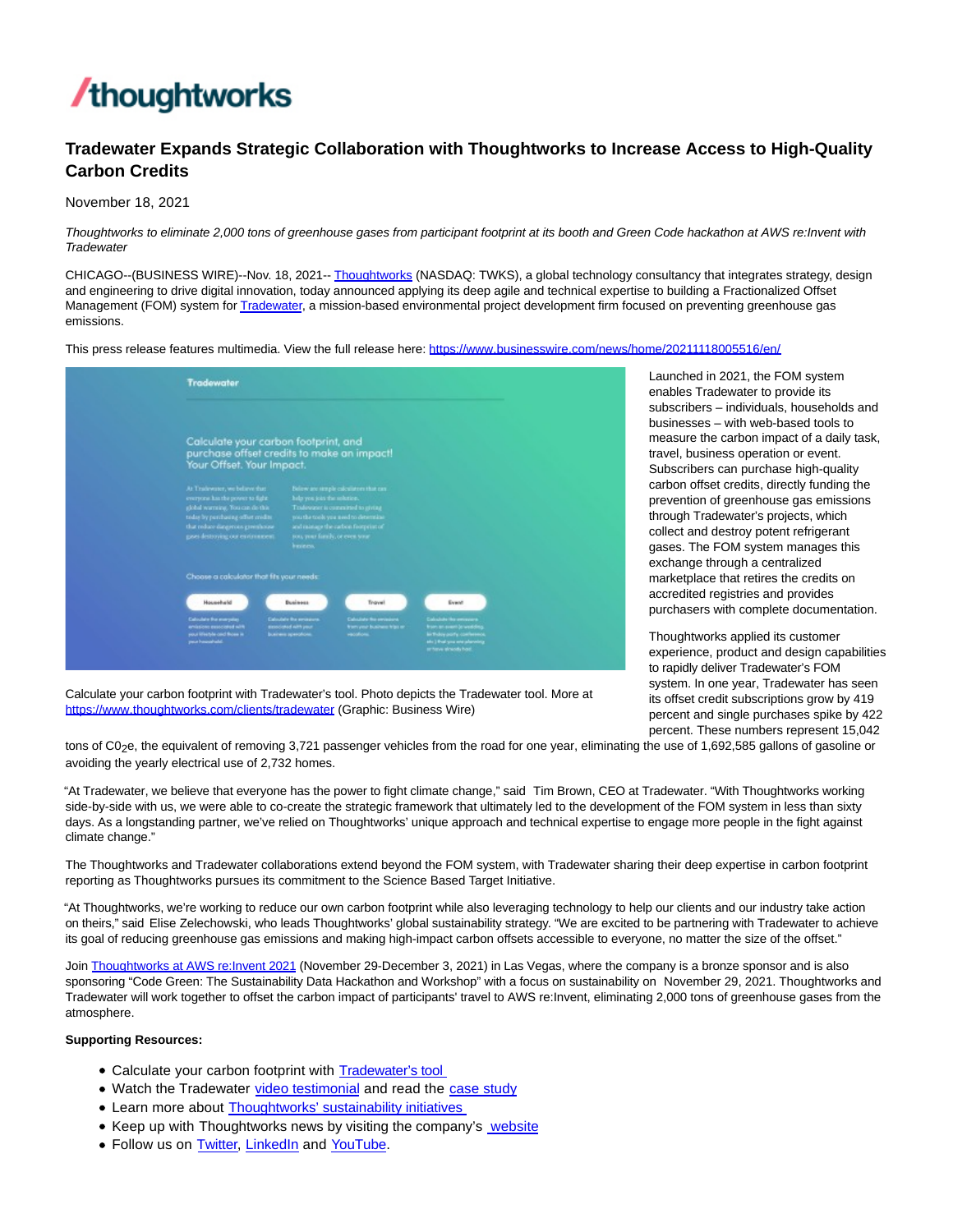/thoughtworks

# Tradewater Expands Strategic Collaboration with Thoughtworks to Increase Access to High-Quality Carbon Credits

November 18, 2021

*Thoughtworks to eliminate 2,000 tons of greenhouse gases from participant footprint at its booth and Green Code hackathon at AWS re:Invent with Tradewater*

CHICAGO--(BUSINESS WIRE)--Nov. 18, 2021-- Thoughtworks (NASDAQ: TWKS), a global technology consultancy that integrates strategy, design and engineering to drive digital innovation, today announced applying its deep agile and technical expertise to building a Fractionalized Offset Management (FOM) system for Tradewater, a mission-based environmental project development firm focused on preventing greenhouse gas emissions.

This press release features multimedia. View the full release here: https://www.businesswire.com/news/home/20211118005516/en/

Calculate your carbon footprint with Tradewater's tool. Photo depicts the Tradewater tool. More at https://www.thoughtworks.com/clients/tradewater (Graphic: Business Wire)

Launched in 2021, the FOM system enables Tradewater to provide its subscribers – individuals, households and businesses – with web-based tools to measure the carbon impact of a daily task, travel, business operation or event. Subscribers can purchase high-quality carbon offset credits, directly funding the prevention of greenhouse gas emissions through Tradewater's projects, which collect and destroy potent refrigerant gases. The FOM system manages this exchange through a centralized marketplace that retires the credits on accredited registries and provides purchasers with complete documentation.

Thoughtworks applied its customer experience, product and design capabilities to rapidly deliver Tradewater's FOM system. In one year, Tradewater has seen its offset credit subscriptions grow by 419 percent and single purchases spike by 422 percent. These numbers represent 15,042 tons of $C0_2e$, the equivalent of removing 3,721 passenger vehicles from the road for one year, eliminating the use of 1,692,585 gallons of gasoline or avoiding the yearly electrical use of 2,732 homes.

"At Tradewater, we believe that everyone has the power to fight climate change," said Tim Brown, CEO at Tradewater. "With Thoughtworks working side-by-side with us, we were able to co-create the strategic framework that ultimately led to the development of the FOM system in less than sixty days. As a longstanding partner, we've relied on Thoughtworks' unique approach and technical expertise to engage more people in the fight against climate change."

The Thoughtworks and Tradewater collaborations extend beyond the FOM system, with Tradewater sharing their deep expertise in carbon footprint reporting as Thoughtworks pursues its commitment to the Science Based Target Initiative.

"At Thoughtworks, we're working to reduce our own carbon footprint while also leveraging technology to help our clients and our industry take action on theirs," said Elise Zelechowski, who leads Thoughtworks' global sustainability strategy. "We are excited to be partnering with Tradewater to achieve its goal of reducing greenhouse gas emissions and making high-impact carbon offsets accessible to everyone, no matter the size of the offset."

Join Thoughtworks at AWS re:Invent 2021 (November 29-December 3, 2021) in Las Vegas, where the company is a bronze sponsor and is also sponsoring "Code Green: The Sustainability Data Hackathon and Workshop" with a focus on sustainability on November 29, 2021. Thoughtworks and Tradewater will work together to offset the carbon impact of participants' travel to AWS re:Invent, eliminating 2,000 tons of greenhouse gases from the atmosphere.

**Supporting Resources:**

- Calculate your carbon footprint with Tradewater's tool
- Watch the Tradewater video testimonial and read the case study
- Learn more about Thoughtworks' sustainability initiatives
- Keep up with Thoughtworks news by visiting the company's website
- Follow us on Twitter, LinkedIn and YouTube.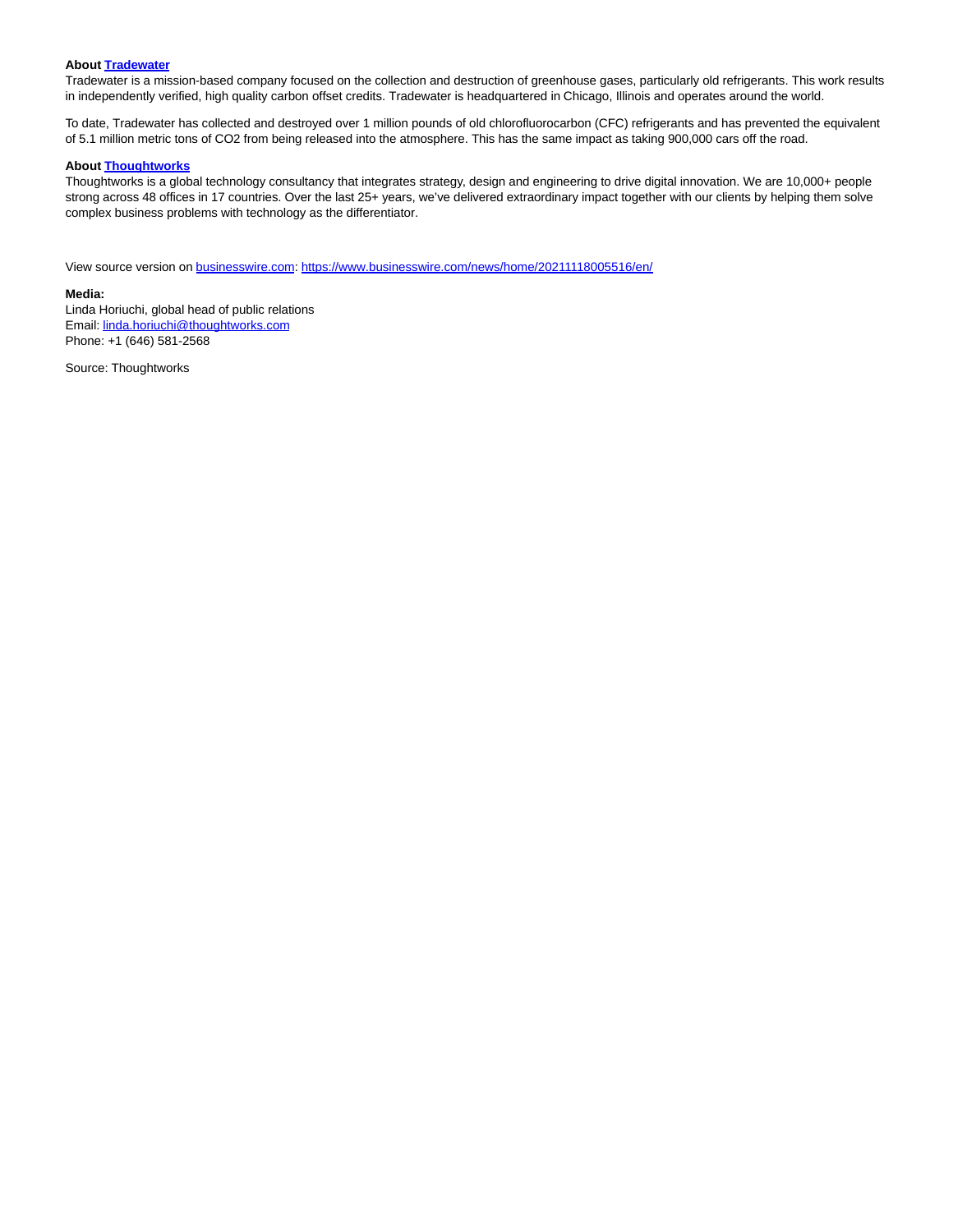**About [Tradewater]**

Tradewater is a mission-based company focused on the collection and destruction of greenhouse gases, particularly old refrigerants. This work results in independently verified, high quality carbon offset credits. Tradewater is headquartered in Chicago, Illinois and operates around the world.

To date, Tradewater has collected and destroyed over 1 million pounds of old chlorofluorocarbon (CFC) refrigerants and has prevented the equivalent of 5.1 million metric tons of $CO_2$ from being released into the atmosphere. This has the same impact as taking 900,000 cars off the road.

**About [Thoughtworks]**

Thoughtworks is a global technology consultancy that integrates strategy, design and engineering to drive digital innovation. We are 10,000+ people strong across 48 offices in 17 countries. Over the last 25+ years, we've delivered extraordinary impact together with our clients by helping them solve complex business problems with technology as the differentiator.

View source version on businesswire.com: https://www.businesswire.com/news/home/20211118005516/en/

**Media:**
Linda Horiuchi, global head of public relations
Email: linda.horiuchi@thoughtworks.com
Phone: +1 (646) 581-2568

Source: Thoughtworks